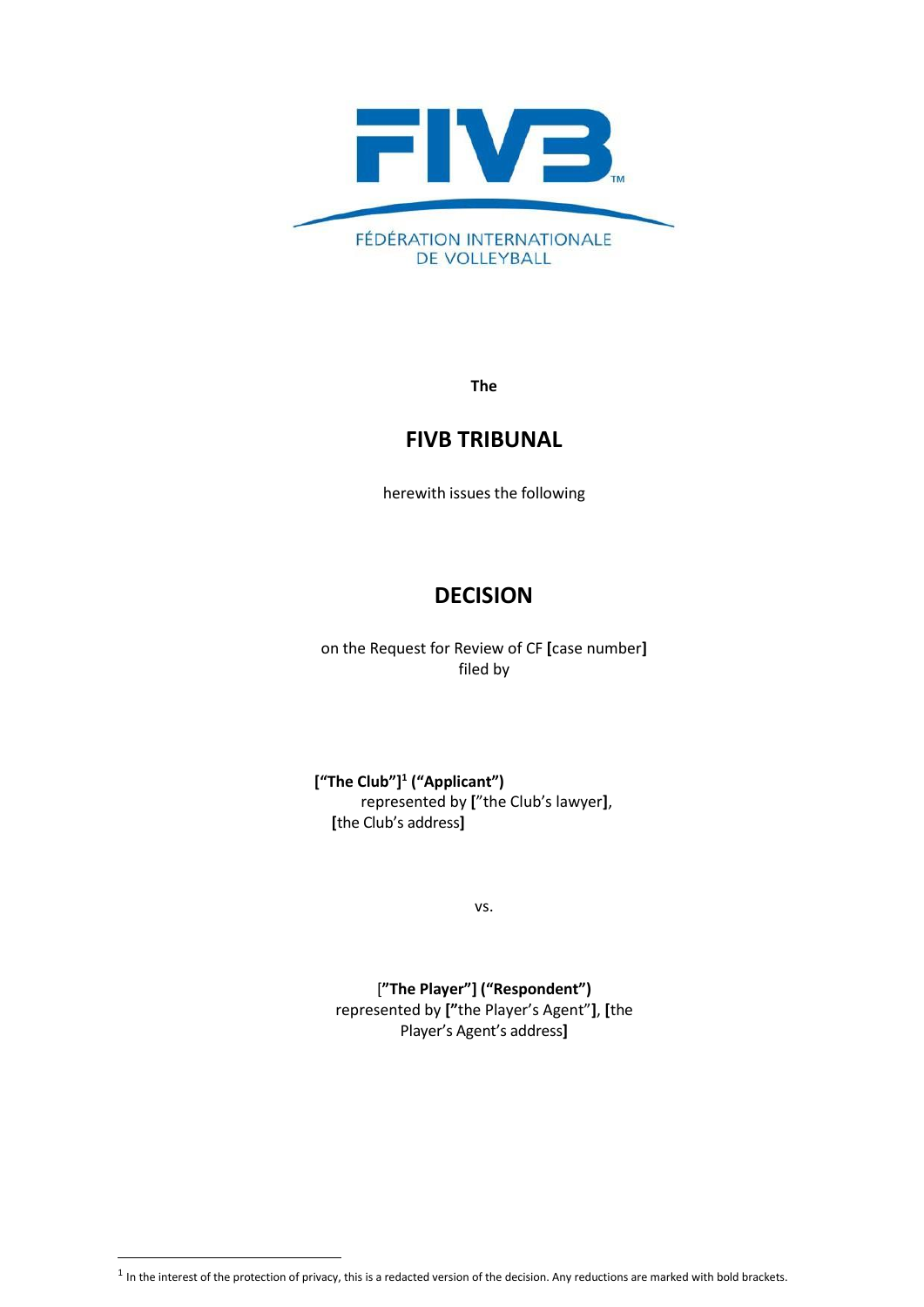FÉDÉRATION INTERNATIONALE DE VOLLEYBALL

**The**

## FIVB TRIBUNAL

herewith issues the following

# DECISION

on the Request for Review of CF **[**case number**]** filed by

**[“The Club”]**[1] **(“Applicant”)**
represented by **[**”the Club’s lawyer**]**,
**[**the Club’s address**]**

vs.

[**”The Player”] (“Respondent”)**
represented by **[”**the Player’s Agent”**]**, **[**the Player’s Agent’s address**]**

[1] In the interest of the protection of privacy, this is a redacted version of the decision. Any reductions are marked with bold brackets.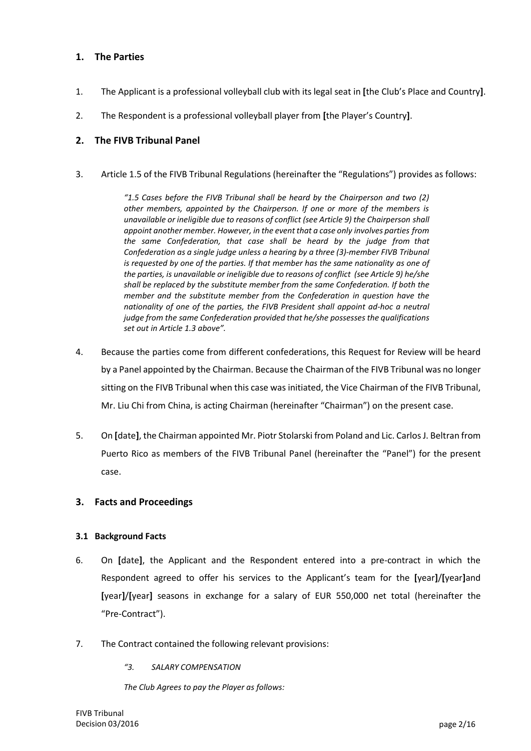## 1. The Parties

1. The Applicant is a professional volleyball club with its legal seat in **[**the Club's Place and Country**]**.

2. The Respondent is a professional volleyball player from **[**the Player's Country**]**.

## 2. The FIVB Tribunal Panel

3. Article 1.5 of the FIVB Tribunal Regulations (hereinafter the "Regulations") provides as follows:

> *"1.5 Cases before the FIVB Tribunal shall be heard by the Chairperson and two (2) other members, appointed by the Chairperson. If one or more of the members is unavailable or ineligible due to reasons of conflict (see Article 9) the Chairperson shall appoint another member. However, in the event that a case only involves parties from the same Confederation, that case shall be heard by the judge from that Confederation as a single judge unless a hearing by a three (3)-member FIVB Tribunal is requested by one of the parties. If that member has the same nationality as one of the parties, is unavailable or ineligible due to reasons of conflict (see Article 9) he/she shall be replaced by the substitute member from the same Confederation. If both the member and the substitute member from the Confederation in question have the nationality of one of the parties, the FIVB President shall appoint ad-hoc a neutral judge from the same Confederation provided that he/she possesses the qualifications set out in Article 1.3 above".*

4. Because the parties come from different confederations, this Request for Review will be heard by a Panel appointed by the Chairman. Because the Chairman of the FIVB Tribunal was no longer sitting on the FIVB Tribunal when this case was initiated, the Vice Chairman of the FIVB Tribunal, Mr. Liu Chi from China, is acting Chairman (hereinafter "Chairman") on the present case.

5. On **[**date**]**, the Chairman appointed Mr. Piotr Stolarski from Poland and Lic. Carlos J. Beltran from Puerto Rico as members of the FIVB Tribunal Panel (hereinafter the "Panel") for the present case.

## 3. Facts and Proceedings

### 3.1 Background Facts

6. On **[**date**]**, the Applicant and the Respondent entered into a pre-contract in which the Respondent agreed to offer his services to the Applicant's team for the **[**year**]**/**[**year**]**and **[**year**]**/**[**year**]** seasons in exchange for a salary of EUR 550,000 net total (hereinafter the "Pre-Contract").

7. The Contract contained the following relevant provisions:

> *"3. SALARY COMPENSATION*
>
> *The Club Agrees to pay the Player as follows:*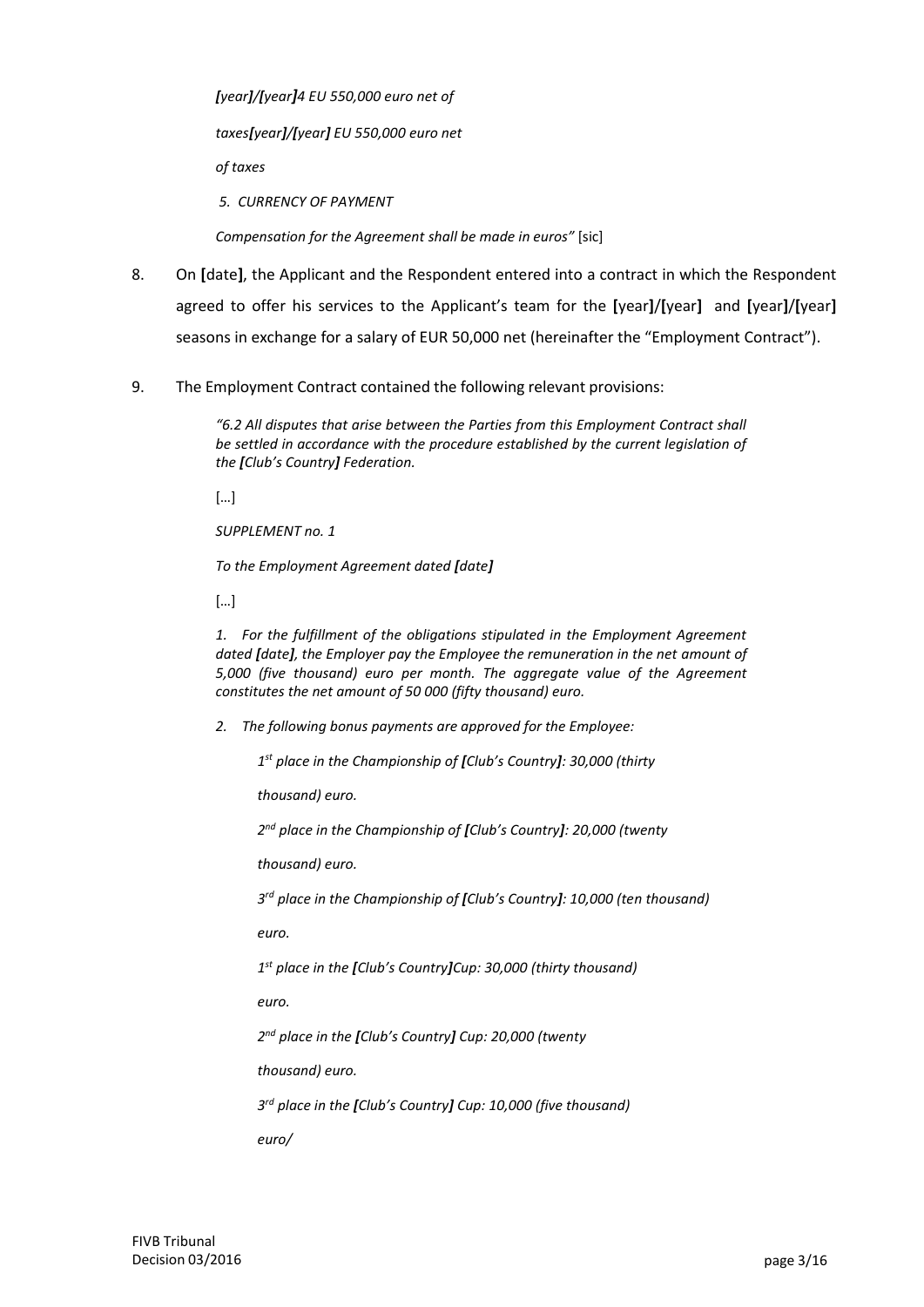*[year]/[year]4 EU 550,000 euro net of*

*taxes[year]/[year] EU 550,000 euro net*

*of taxes*

*5. CURRENCY OF PAYMENT*

*Compensation for the Agreement shall be made in euros"* [sic]

8. On **[**date**]**, the Applicant and the Respondent entered into a contract in which the Respondent agreed to offer his services to the Applicant's team for the **[**year**]**/**[**year**]** and **[**year**]**/**[**year**]** seasons in exchange for a salary of EUR 50,000 net (hereinafter the "Employment Contract").

9. The Employment Contract contained the following relevant provisions:

> *"6.2 All disputes that arise between the Parties from this Employment Contract shall be settled in accordance with the procedure established by the current legislation of the **[**Club's Country**]** Federation.*
>
> […]
>
> *SUPPLEMENT no. 1*
>
> *To the Employment Agreement dated **[**date**]***
>
> […]
>
> *1. For the fulfillment of the obligations stipulated in the Employment Agreement dated **[**date**]**, the Employer pay the Employee the remuneration in the net amount of 5,000 (five thousand) euro per month. The aggregate value of the Agreement constitutes the net amount of 50 000 (fifty thousand) euro.*
>
> *2. The following bonus payments are approved for the Employee:*
>
> *1st place in the Championship of **[**Club's Country**]**: 30,000 (thirty*
>
> *thousand) euro.*
>
> *2nd place in the Championship of **[**Club's Country**]**: 20,000 (twenty*
>
> *thousand) euro.*
>
> *3rd place in the Championship of **[**Club's Country**]**: 10,000 (ten thousand)*
>
> *euro.*
>
> *1st place in the **[**Club's Country**]**Cup: 30,000 (thirty thousand)*
>
> *euro.*
>
> *2nd place in the **[**Club's Country**]** Cup: 20,000 (twenty*
>
> *thousand) euro.*
>
> *3rd place in the **[**Club's Country**]** Cup: 10,000 (five thousand)*
>
> *euro/*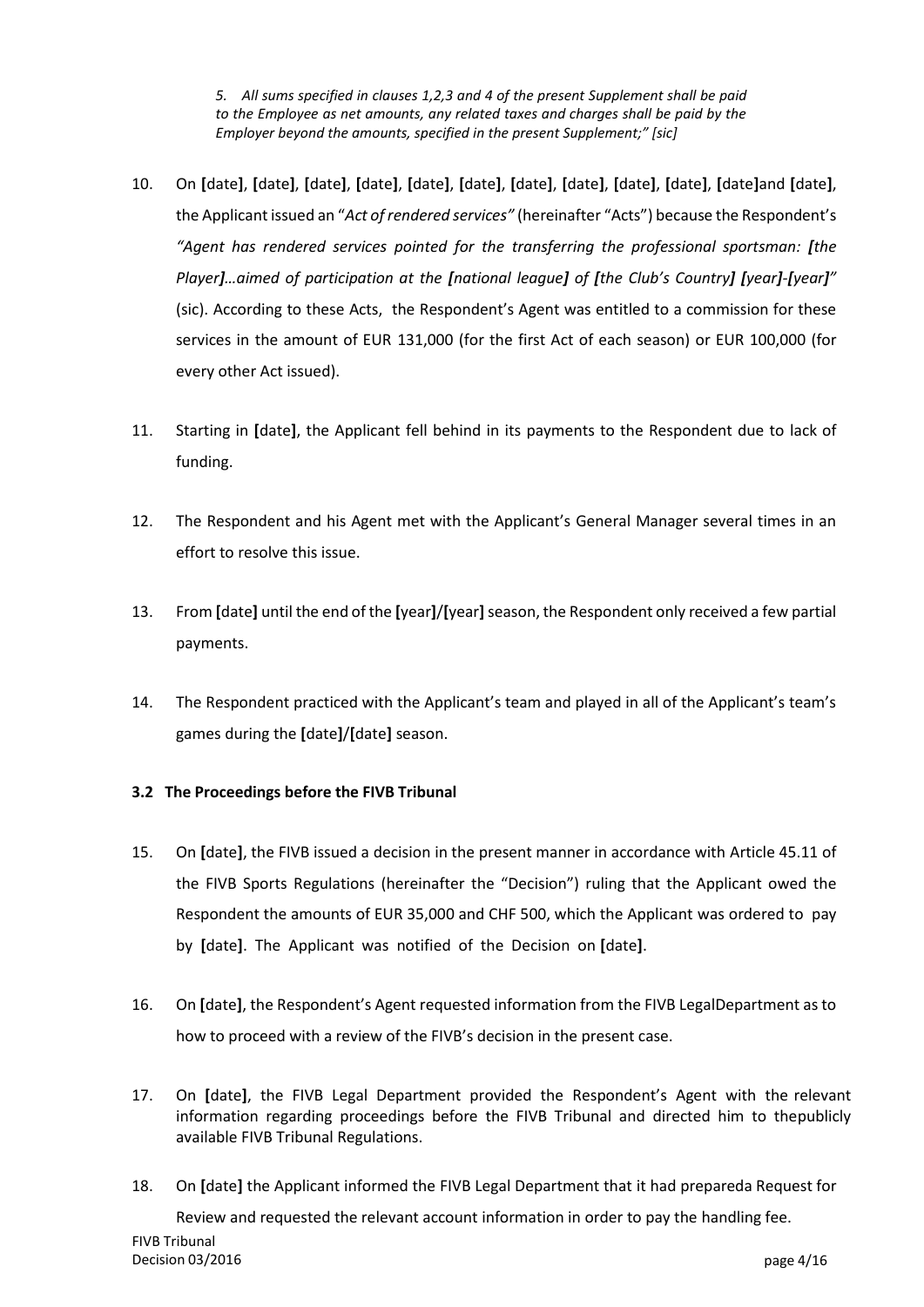*5. All sums specified in clauses 1,2,3 and 4 of the present Supplement shall be paid to the Employee as net amounts, any related taxes and charges shall be paid by the Employer beyond the amounts, specified in the present Supplement;" [sic]*

10. On **[**date**]**, **[**date**]**, **[**date**]**, **[**date**]**, **[**date**]**, **[**date**]**, **[**date**]**, **[**date**]**, **[**date**]**, **[**date**]**, **[**date**]**and **[**date**]**, the Applicant issued an "*Act of rendered services"* (hereinafter "Acts") because the Respondent's *"Agent has rendered services pointed for the transferring the professional sportsman: [the Player]…aimed of participation at the [national league] of [the Club's Country] [year]-[year]"* (sic). According to these Acts, the Respondent's Agent was entitled to a commission for these services in the amount of EUR 131,000 (for the first Act of each season) or EUR 100,000 (for every other Act issued).

11. Starting in **[**date**]**, the Applicant fell behind in its payments to the Respondent due to lack of funding.

12. The Respondent and his Agent met with the Applicant's General Manager several times in an effort to resolve this issue.

13. From **[**date**]** until the end of the **[**year**]**/**[**year**]** season, the Respondent only received a few partial payments.

14. The Respondent practiced with the Applicant's team and played in all of the Applicant's team's games during the **[**date**]**/**[**date**]** season.

### 3.2 The Proceedings before the FIVB Tribunal

15. On **[**date**]**, the FIVB issued a decision in the present manner in accordance with Article 45.11 of the FIVB Sports Regulations (hereinafter the "Decision") ruling that the Applicant owed the Respondent the amounts of EUR 35,000 and CHF 500, which the Applicant was ordered to pay by **[**date**]**. The Applicant was notified of the Decision on **[**date**]**.

16. On **[**date**]**, the Respondent's Agent requested information from the FIVB LegalDepartment as to how to proceed with a review of the FIVB's decision in the present case.

17. On **[**date**]**, the FIVB Legal Department provided the Respondent's Agent with the relevant information regarding proceedings before the FIVB Tribunal and directed him to thepublicly available FIVB Tribunal Regulations.

18. On **[**date**]** the Applicant informed the FIVB Legal Department that it had prepareda Request for Review and requested the relevant account information in order to pay the handling fee.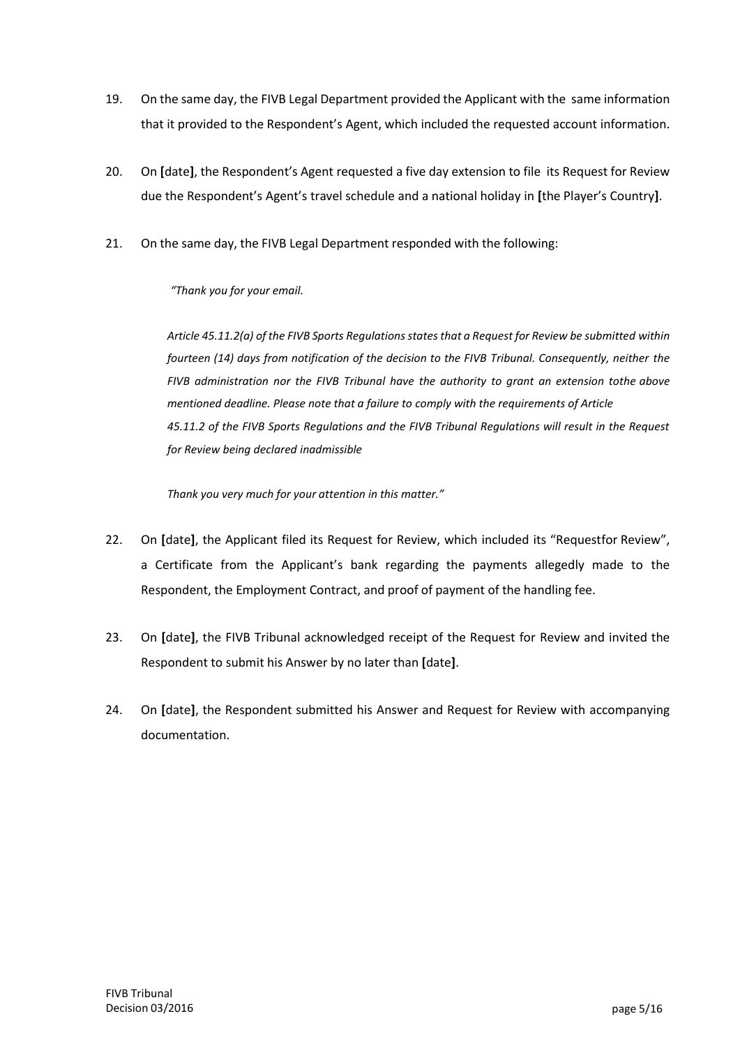19. On the same day, the FIVB Legal Department provided the Applicant with the same information that it provided to the Respondent's Agent, which included the requested account information.

20. On **[**date**]**, the Respondent's Agent requested a five day extension to file its Request for Review due the Respondent's Agent's travel schedule and a national holiday in **[**the Player's Country**]**.

21. On the same day, the FIVB Legal Department responded with the following:

> *"Thank you for your email.*
>
> *Article 45.11.2(a) of the FIVB Sports Regulations states that a Request for Review be submitted within fourteen (14) days from notification of the decision to the FIVB Tribunal. Consequently, neither the FIVB administration nor the FIVB Tribunal have the authority to grant an extension tothe above mentioned deadline. Please note that a failure to comply with the requirements of Article 45.11.2 of the FIVB Sports Regulations and the FIVB Tribunal Regulations will result in the Request for Review being declared inadmissible*
>
> *Thank you very much for your attention in this matter."*

22. On **[**date**]**, the Applicant filed its Request for Review, which included its "Requestfor Review", a Certificate from the Applicant's bank regarding the payments allegedly made to the Respondent, the Employment Contract, and proof of payment of the handling fee.

23. On **[**date**]**, the FIVB Tribunal acknowledged receipt of the Request for Review and invited the Respondent to submit his Answer by no later than **[**date**]**.

24. On **[**date**]**, the Respondent submitted his Answer and Request for Review with accompanying documentation.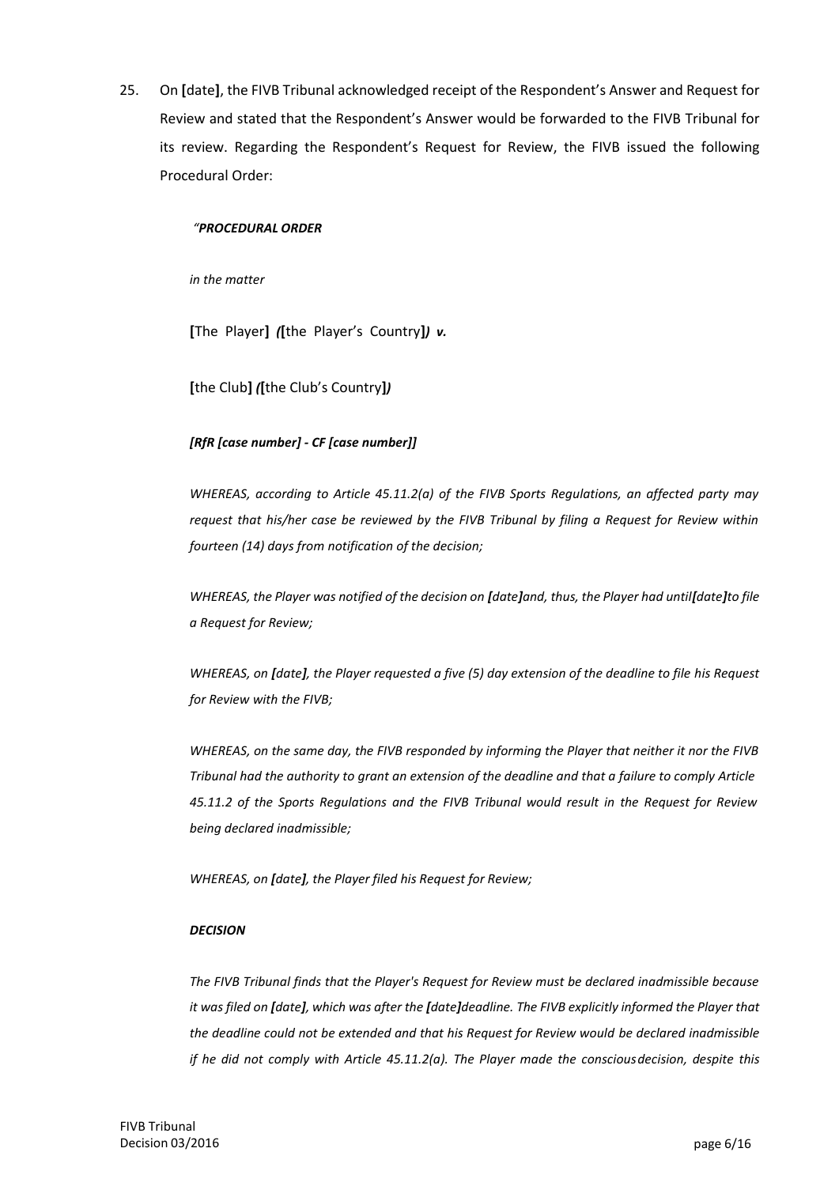25. On **[**date**]**, the FIVB Tribunal acknowledged receipt of the Respondent's Answer and Request for Review and stated that the Respondent's Answer would be forwarded to the FIVB Tribunal for its review. Regarding the Respondent's Request for Review, the FIVB issued the following Procedural Order:

*"**PROCEDURAL ORDER***

*in the matter*

**[**The Player**]** ***(*[**the Player's Country**]***) v.***

**[**the Club**]** ***(*[**the Club's Country**]***)***

***[RfR [case number] - CF [case number]]***

*WHEREAS, according to Article 45.11.2(a) of the FIVB Sports Regulations, an affected party may request that his/her case be reviewed by the FIVB Tribunal by filing a Request for Review within fourteen (14) days from notification of the decision;*

*WHEREAS, the Player was notified of the decision on **[date]**and, thus, the Player had until**[date]**to file a Request for Review;*

*WHEREAS, on **[date]**, the Player requested a five (5) day extension of the deadline to file his Request for Review with the FIVB;*

*WHEREAS, on the same day, the FIVB responded by informing the Player that neither it nor the FIVB Tribunal had the authority to grant an extension of the deadline and that a failure to comply Article 45.11.2 of the Sports Regulations and the FIVB Tribunal would result in the Request for Review being declared inadmissible;*

*WHEREAS, on **[date]**, the Player filed his Request for Review;*

***DECISION***

*The FIVB Tribunal finds that the Player's Request for Review must be declared inadmissible because it was filed on **[date]**, which was after the **[date]**deadline. The FIVB explicitly informed the Player that the deadline could not be extended and that his Request for Review would be declared inadmissible if he did not comply with Article 45.11.2(a). The Player made the consciousdecision, despite this*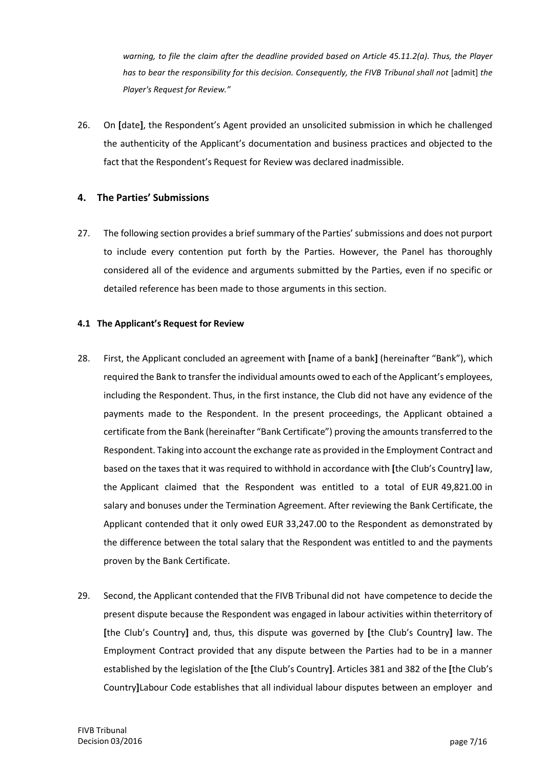*warning, to file the claim after the deadline provided based on Article 45.11.2(a). Thus, the Player has to bear the responsibility for this decision. Consequently, the FIVB Tribunal shall not* [admit] *the Player's Request for Review."*

26. On **[**date**]**, the Respondent's Agent provided an unsolicited submission in which he challenged the authenticity of the Applicant's documentation and business practices and objected to the fact that the Respondent's Request for Review was declared inadmissible.

## 4. The Parties' Submissions

27. The following section provides a brief summary of the Parties' submissions and does not purport to include every contention put forth by the Parties. However, the Panel has thoroughly considered all of the evidence and arguments submitted by the Parties, even if no specific or detailed reference has been made to those arguments in this section.

### 4.1 The Applicant's Request for Review

28. First, the Applicant concluded an agreement with **[**name of a bank**]** (hereinafter "Bank"), which required the Bank to transfer the individual amounts owed to each of the Applicant's employees, including the Respondent. Thus, in the first instance, the Club did not have any evidence of the payments made to the Respondent. In the present proceedings, the Applicant obtained a certificate from the Bank (hereinafter "Bank Certificate") proving the amounts transferred to the Respondent. Taking into account the exchange rate as provided in the Employment Contract and based on the taxes that it was required to withhold in accordance with **[**the Club's Country**]** law, the Applicant claimed that the Respondent was entitled to a total of EUR 49,821.00 in salary and bonuses under the Termination Agreement. After reviewing the Bank Certificate, the Applicant contended that it only owed EUR 33,247.00 to the Respondent as demonstrated by the difference between the total salary that the Respondent was entitled to and the payments proven by the Bank Certificate.

29. Second, the Applicant contended that the FIVB Tribunal did not have competence to decide the present dispute because the Respondent was engaged in labour activities within theterritory of **[**the Club's Country**]** and, thus, this dispute was governed by **[**the Club's Country**]** law. The Employment Contract provided that any dispute between the Parties had to be in a manner established by the legislation of the **[**the Club's Country**]**. Articles 381 and 382 of the **[**the Club's Country**]**Labour Code establishes that all individual labour disputes between an employer and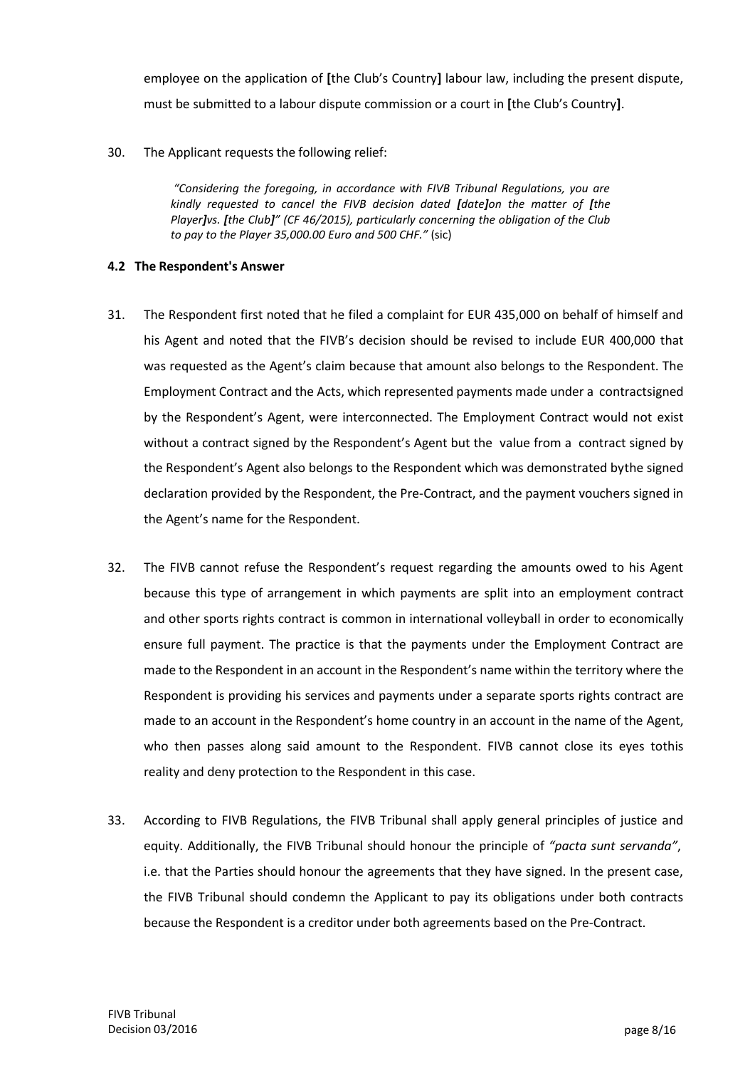employee on the application of **[**the Club's Country**]** labour law, including the present dispute, must be submitted to a labour dispute commission or a court in **[**the Club's Country**]**.

30. The Applicant requests the following relief:

> *"Considering the foregoing, in accordance with FIVB Tribunal Regulations, you are kindly requested to cancel the FIVB decision dated **[**date**]**on the matter of **[**the Player**]**vs. **[**the Club**]**" (CF 46/2015), particularly concerning the obligation of the Club to pay to the Player 35,000.00 Euro and 500 CHF."* (sic)

### 4.2 The Respondent's Answer

31. The Respondent first noted that he filed a complaint for EUR 435,000 on behalf of himself and his Agent and noted that the FIVB's decision should be revised to include EUR 400,000 that was requested as the Agent's claim because that amount also belongs to the Respondent. The Employment Contract and the Acts, which represented payments made under a contractsigned by the Respondent's Agent, were interconnected. The Employment Contract would not exist without a contract signed by the Respondent's Agent but the value from a contract signed by the Respondent's Agent also belongs to the Respondent which was demonstrated bythe signed declaration provided by the Respondent, the Pre-Contract, and the payment vouchers signed in the Agent's name for the Respondent.

32. The FIVB cannot refuse the Respondent's request regarding the amounts owed to his Agent because this type of arrangement in which payments are split into an employment contract and other sports rights contract is common in international volleyball in order to economically ensure full payment. The practice is that the payments under the Employment Contract are made to the Respondent in an account in the Respondent's name within the territory where the Respondent is providing his services and payments under a separate sports rights contract are made to an account in the Respondent's home country in an account in the name of the Agent, who then passes along said amount to the Respondent. FIVB cannot close its eyes tothis reality and deny protection to the Respondent in this case.

33. According to FIVB Regulations, the FIVB Tribunal shall apply general principles of justice and equity. Additionally, the FIVB Tribunal should honour the principle of *"pacta sunt servanda"*, i.e. that the Parties should honour the agreements that they have signed. In the present case, the FIVB Tribunal should condemn the Applicant to pay its obligations under both contracts because the Respondent is a creditor under both agreements based on the Pre-Contract.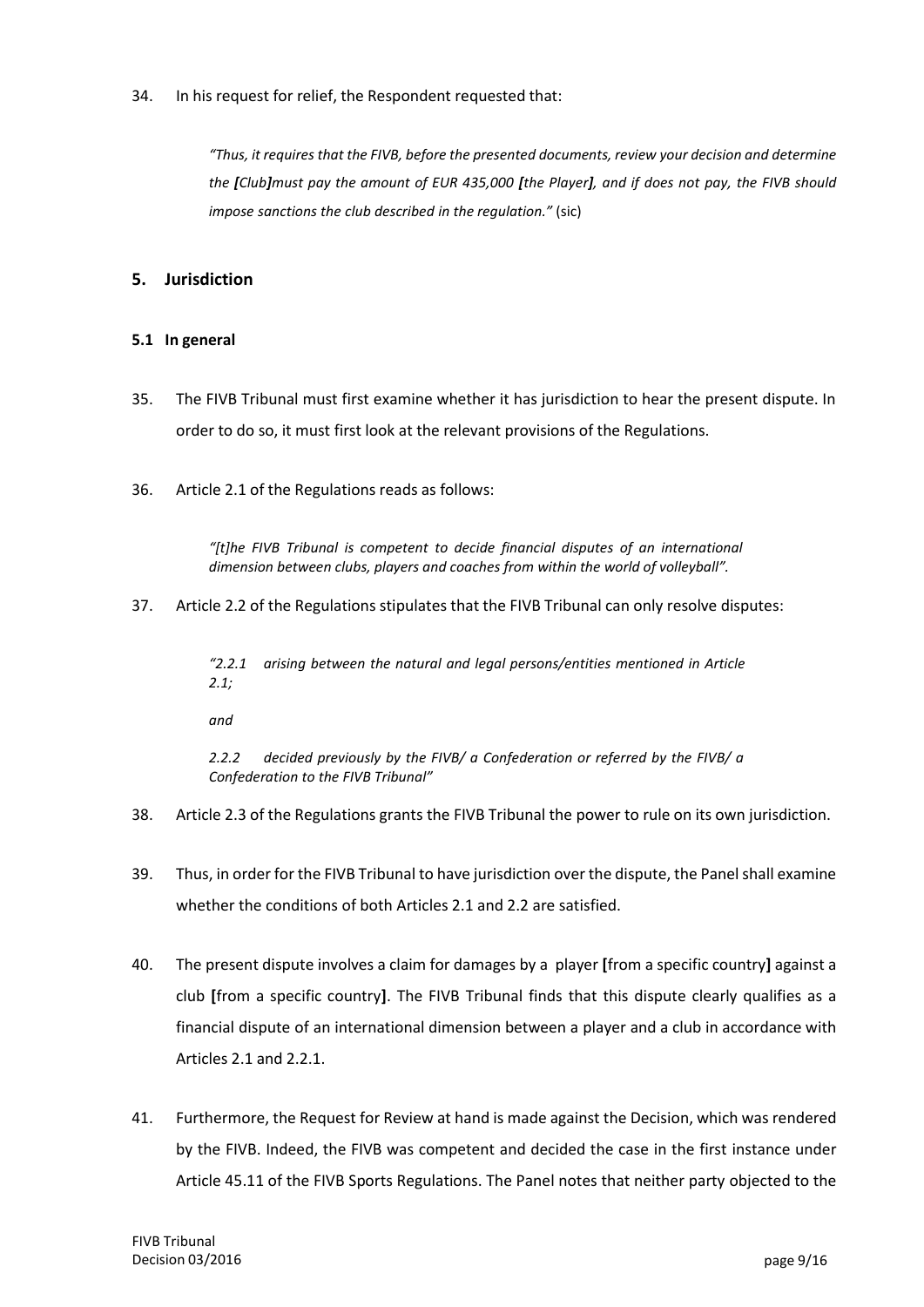34. In his request for relief, the Respondent requested that:

> *"Thus, it requires that the FIVB, before the presented documents, review your decision and determine the **[**Club**]**must pay the amount of EUR 435,000 **[**the Player**]**, and if does not pay, the FIVB should impose sanctions the club described in the regulation."* (sic)

## 5. Jurisdiction

### 5.1 In general

35. The FIVB Tribunal must first examine whether it has jurisdiction to hear the present dispute. In order to do so, it must first look at the relevant provisions of the Regulations.

36. Article 2.1 of the Regulations reads as follows:

> *"[t]he FIVB Tribunal is competent to decide financial disputes of an international dimension between clubs, players and coaches from within the world of volleyball".*

37. Article 2.2 of the Regulations stipulates that the FIVB Tribunal can only resolve disputes:

> *"2.2.1 arising between the natural and legal persons/entities mentioned in Article 2.1;*
>
> *and*
>
> *2.2.2 decided previously by the FIVB/ a Confederation or referred by the FIVB/ a Confederation to the FIVB Tribunal"*

38. Article 2.3 of the Regulations grants the FIVB Tribunal the power to rule on its own jurisdiction.

39. Thus, in order for the FIVB Tribunal to have jurisdiction over the dispute, the Panel shall examine whether the conditions of both Articles 2.1 and 2.2 are satisfied.

40. The present dispute involves a claim for damages by a player **[**from a specific country**]** against a club **[**from a specific country**]**. The FIVB Tribunal finds that this dispute clearly qualifies as a financial dispute of an international dimension between a player and a club in accordance with Articles 2.1 and 2.2.1.

41. Furthermore, the Request for Review at hand is made against the Decision, which was rendered by the FIVB. Indeed, the FIVB was competent and decided the case in the first instance under Article 45.11 of the FIVB Sports Regulations. The Panel notes that neither party objected to the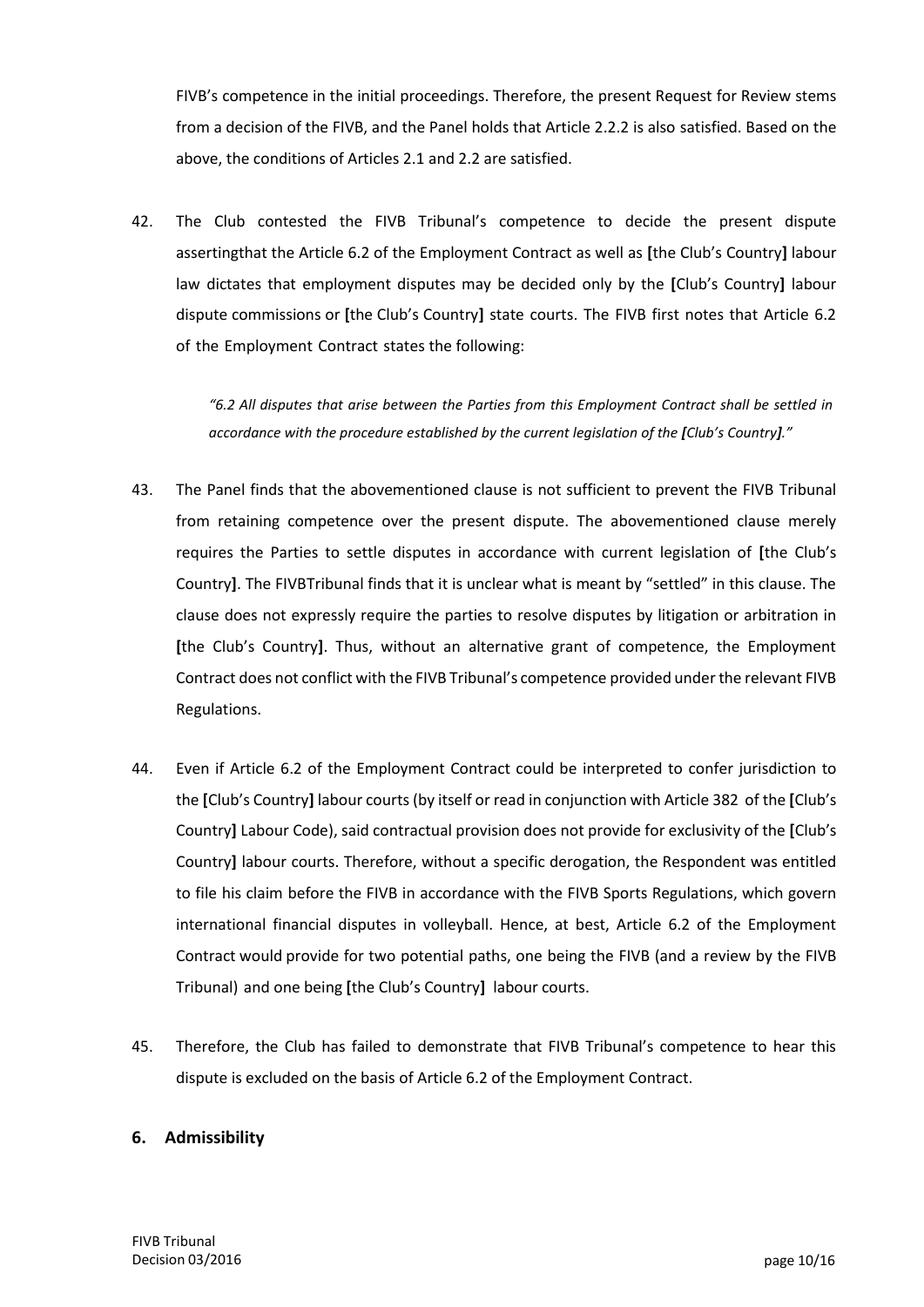FIVB's competence in the initial proceedings. Therefore, the present Request for Review stems from a decision of the FIVB, and the Panel holds that Article 2.2.2 is also satisfied. Based on the above, the conditions of Articles 2.1 and 2.2 are satisfied.

42. The Club contested the FIVB Tribunal's competence to decide the present dispute assertingthat the Article 6.2 of the Employment Contract as well as **[**the Club's Country**]** labour law dictates that employment disputes may be decided only by the **[**Club's Country**]** labour dispute commissions or **[**the Club's Country**]** state courts. The FIVB first notes that Article 6.2 of the Employment Contract states the following:

> *"6.2 All disputes that arise between the Parties from this Employment Contract shall be settled in accordance with the procedure established by the current legislation of the **[**Club's Country**]**."*

43. The Panel finds that the abovementioned clause is not sufficient to prevent the FIVB Tribunal from retaining competence over the present dispute. The abovementioned clause merely requires the Parties to settle disputes in accordance with current legislation of **[**the Club's Country**]**. The FIVBTribunal finds that it is unclear what is meant by "settled" in this clause. The clause does not expressly require the parties to resolve disputes by litigation or arbitration in **[**the Club's Country**]**. Thus, without an alternative grant of competence, the Employment Contract does not conflict with the FIVB Tribunal's competence provided under the relevant FIVB Regulations.

44. Even if Article 6.2 of the Employment Contract could be interpreted to confer jurisdiction to the **[**Club's Country**]** labour courts (by itself or read in conjunction with Article 382 of the **[**Club's Country**]** Labour Code), said contractual provision does not provide for exclusivity of the **[**Club's Country**]** labour courts. Therefore, without a specific derogation, the Respondent was entitled to file his claim before the FIVB in accordance with the FIVB Sports Regulations, which govern international financial disputes in volleyball. Hence, at best, Article 6.2 of the Employment Contract would provide for two potential paths, one being the FIVB (and a review by the FIVB Tribunal) and one being **[**the Club's Country**]** labour courts.

45. Therefore, the Club has failed to demonstrate that FIVB Tribunal's competence to hear this dispute is excluded on the basis of Article 6.2 of the Employment Contract.

## 6. Admissibility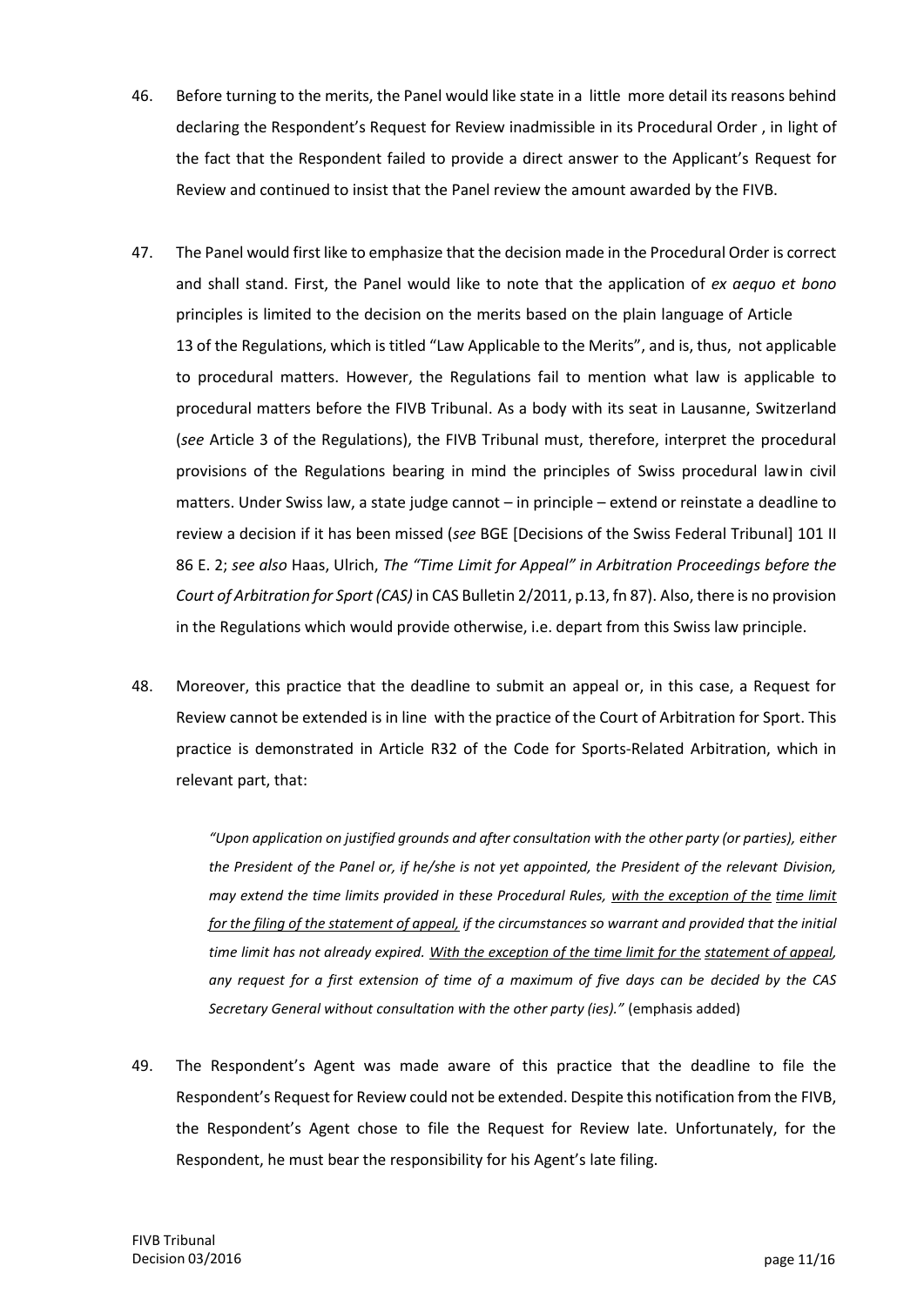46. Before turning to the merits, the Panel would like state in a little more detail its reasons behind declaring the Respondent's Request for Review inadmissible in its Procedural Order , in light of the fact that the Respondent failed to provide a direct answer to the Applicant's Request for Review and continued to insist that the Panel review the amount awarded by the FIVB.

47. The Panel would first like to emphasize that the decision made in the Procedural Order is correct and shall stand. First, the Panel would like to note that the application of *ex aequo et bono* principles is limited to the decision on the merits based on the plain language of Article 13 of the Regulations, which is titled "Law Applicable to the Merits", and is, thus, not applicable to procedural matters. However, the Regulations fail to mention what law is applicable to procedural matters before the FIVB Tribunal. As a body with its seat in Lausanne, Switzerland (*see* Article 3 of the Regulations), the FIVB Tribunal must, therefore, interpret the procedural provisions of the Regulations bearing in mind the principles of Swiss procedural law in civil matters. Under Swiss law, a state judge cannot – in principle – extend or reinstate a deadline to review a decision if it has been missed (*see* BGE [Decisions of the Swiss Federal Tribunal] 101 II 86 E. 2; *see also* Haas, Ulrich, *The "Time Limit for Appeal" in Arbitration Proceedings before the Court of Arbitration for Sport (CAS)* in CAS Bulletin 2/2011, p.13, fn 87). Also, there is no provision in the Regulations which would provide otherwise, i.e. depart from this Swiss law principle.

48. Moreover, this practice that the deadline to submit an appeal or, in this case, a Request for Review cannot be extended is in line with the practice of the Court of Arbitration for Sport. This practice is demonstrated in Article R32 of the Code for Sports-Related Arbitration, which in relevant part, that:

> *"Upon application on justified grounds and after consultation with the other party (or parties), either the President of the Panel or, if he/she is not yet appointed, the President of the relevant Division, may extend the time limits provided in these Procedural Rules, <u>with the exception of the time limit for the filing of the statement of appeal,</u> if the circumstances so warrant and provided that the initial time limit has not already expired. <u>With the exception of the time limit for the statement of appeal,</u> any request for a first extension of time of a maximum of five days can be decided by the CAS Secretary General without consultation with the other party (ies)."* (emphasis added)

49. The Respondent's Agent was made aware of this practice that the deadline to file the Respondent's Request for Review could not be extended. Despite this notification from the FIVB, the Respondent's Agent chose to file the Request for Review late. Unfortunately, for the Respondent, he must bear the responsibility for his Agent's late filing.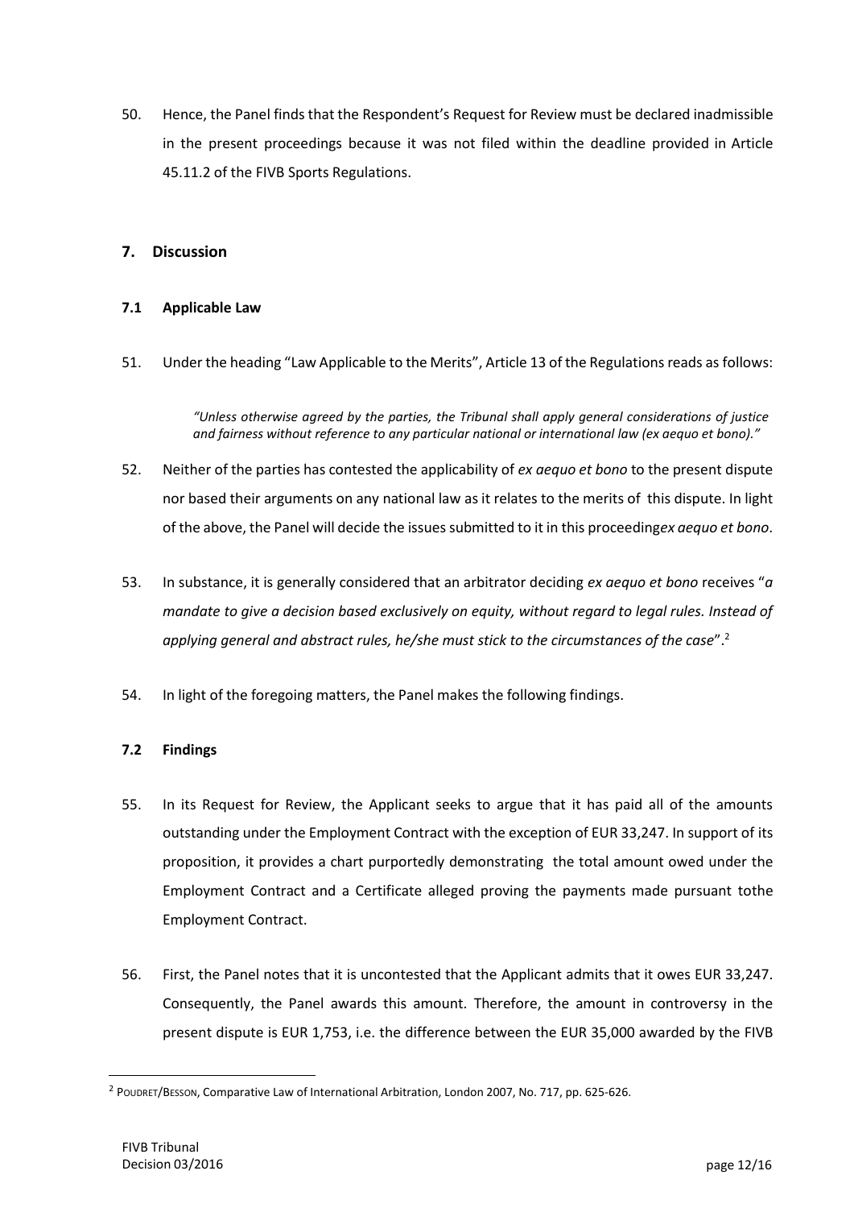50. Hence, the Panel finds that the Respondent's Request for Review must be declared inadmissible in the present proceedings because it was not filed within the deadline provided in Article 45.11.2 of the FIVB Sports Regulations.

## 7. Discussion

### 7.1 Applicable Law

51. Under the heading "Law Applicable to the Merits", Article 13 of the Regulations reads as follows:

> *"Unless otherwise agreed by the parties, the Tribunal shall apply general considerations of justice and fairness without reference to any particular national or international law (ex aequo et bono)."*

52. Neither of the parties has contested the applicability of *ex aequo et bono* to the present dispute nor based their arguments on any national law as it relates to the merits of this dispute. In light of the above, the Panel will decide the issues submitted to it in this proceeding*ex aequo et bono*.

53. In substance, it is generally considered that an arbitrator deciding *ex aequo et bono* receives "*a mandate to give a decision based exclusively on equity, without regard to legal rules. Instead of applying general and abstract rules, he/she must stick to the circumstances of the case*".[2]

54. In light of the foregoing matters, the Panel makes the following findings.

### 7.2 Findings

55. In its Request for Review, the Applicant seeks to argue that it has paid all of the amounts outstanding under the Employment Contract with the exception of EUR 33,247. In support of its proposition, it provides a chart purportedly demonstrating the total amount owed under the Employment Contract and a Certificate alleged proving the payments made pursuant tothe Employment Contract.

56. First, the Panel notes that it is uncontested that the Applicant admits that it owes EUR 33,247. Consequently, the Panel awards this amount. Therefore, the amount in controversy in the present dispute is EUR 1,753, i.e. the difference between the EUR 35,000 awarded by the FIVB

---

[2] POUDRET/BESSON, Comparative Law of International Arbitration, London 2007, No. 717, pp. 625-626.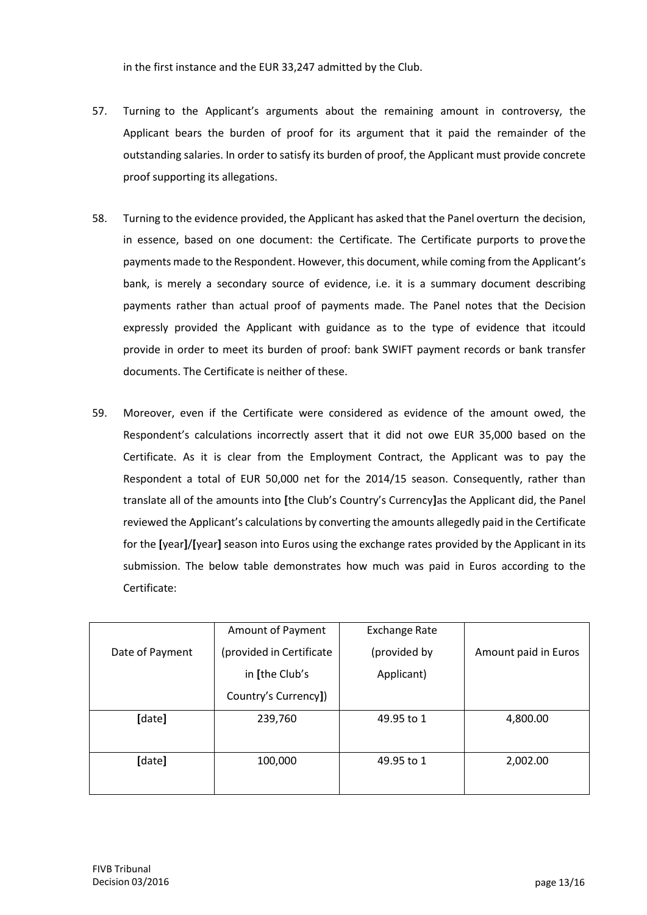in the first instance and the EUR 33,247 admitted by the Club.

57. Turning to the Applicant's arguments about the remaining amount in controversy, the Applicant bears the burden of proof for its argument that it paid the remainder of the outstanding salaries. In order to satisfy its burden of proof, the Applicant must provide concrete proof supporting its allegations.

58. Turning to the evidence provided, the Applicant has asked that the Panel overturn the decision, in essence, based on one document: the Certificate. The Certificate purports to prove the payments made to the Respondent. However, this document, while coming from the Applicant's bank, is merely a secondary source of evidence, i.e. it is a summary document describing payments rather than actual proof of payments made. The Panel notes that the Decision expressly provided the Applicant with guidance as to the type of evidence that itcould provide in order to meet its burden of proof: bank SWIFT payment records or bank transfer documents. The Certificate is neither of these.

59. Moreover, even if the Certificate were considered as evidence of the amount owed, the Respondent's calculations incorrectly assert that it did not owe EUR 35,000 based on the Certificate. As it is clear from the Employment Contract, the Applicant was to pay the Respondent a total of EUR 50,000 net for the 2014/15 season. Consequently, rather than translate all of the amounts into **[**the Club's Country's Currency**]**as the Applicant did, the Panel reviewed the Applicant's calculations by converting the amounts allegedly paid in the Certificate for the **[**year**]**/**[**year**]** season into Euros using the exchange rates provided by the Applicant in its submission. The below table demonstrates how much was paid in Euros according to the Certificate:

| Date of Payment | Amount of Payment (provided in Certificate in **[**the Club's Country's Currency**]**) | Exchange Rate (provided by Applicant) | Amount paid in Euros |
|---|---|---|---|
| **[**date**]** | 239,760 | 49.95 to 1 | 4,800.00 |
| **[**date**]** | 100,000 | 49.95 to 1 | 2,002.00 |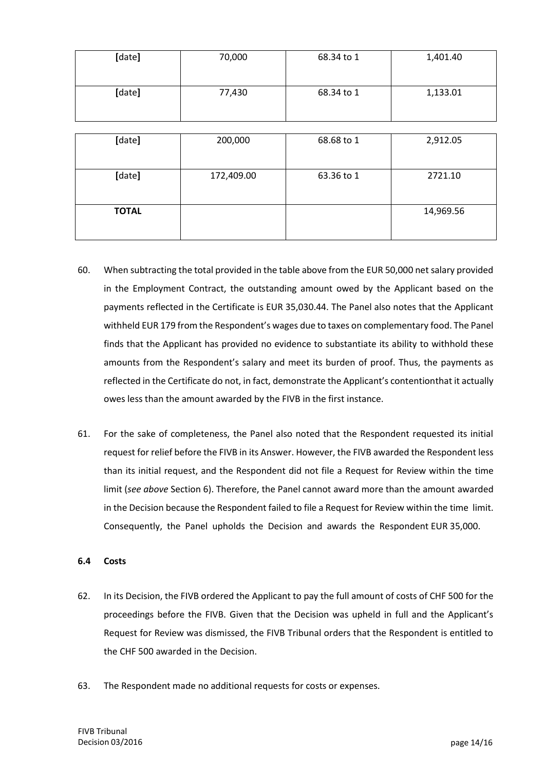| [date] | 70,000 | 68.34 to 1 | 1,401.40 |
|---|---|---|---|
| [date] | 77,430 | 68.34 to 1 | 1,133.01 |
| [date] | 200,000 | 68.68 to 1 | 2,912.05 |
| [date] | 172,409.00 | 63.36 to 1 | 2721.10 |
| **TOTAL** | | | 14,969.56 |

60. When subtracting the total provided in the table above from the EUR 50,000 net salary provided in the Employment Contract, the outstanding amount owed by the Applicant based on the payments reflected in the Certificate is EUR 35,030.44. The Panel also notes that the Applicant withheld EUR 179 from the Respondent's wages due to taxes on complementary food. The Panel finds that the Applicant has provided no evidence to substantiate its ability to withhold these amounts from the Respondent's salary and meet its burden of proof. Thus, the payments as reflected in the Certificate do not, in fact, demonstrate the Applicant's contentionthat it actually owes less than the amount awarded by the FIVB in the first instance.

61. For the sake of completeness, the Panel also noted that the Respondent requested its initial request for relief before the FIVB in its Answer. However, the FIVB awarded the Respondent less than its initial request, and the Respondent did not file a Request for Review within the time limit (*see above* Section 6). Therefore, the Panel cannot award more than the amount awarded in the Decision because the Respondent failed to file a Request for Review within the time limit. Consequently, the Panel upholds the Decision and awards the Respondent EUR 35,000.

### 6.4 Costs

62. In its Decision, the FIVB ordered the Applicant to pay the full amount of costs of CHF 500 for the proceedings before the FIVB. Given that the Decision was upheld in full and the Applicant's Request for Review was dismissed, the FIVB Tribunal orders that the Respondent is entitled to the CHF 500 awarded in the Decision.

63. The Respondent made no additional requests for costs or expenses.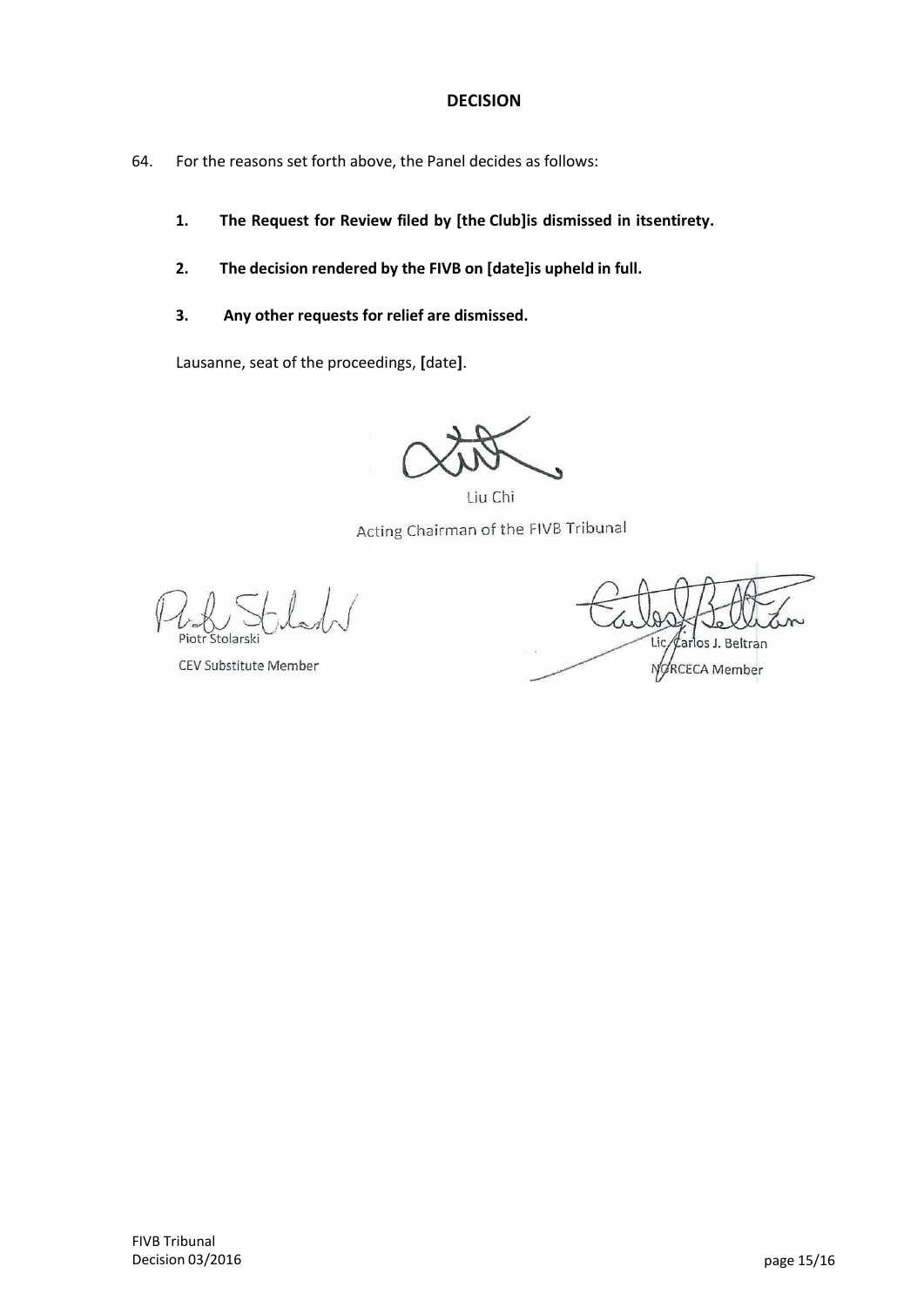## DECISION

64. For the reasons set forth above, the Panel decides as follows:

    1. **The Request for Review filed by [the Club]is dismissed in itsentirety.**

    2. **The decision rendered by the FIVB on [date]is upheld in full.**

    3. **Any other requests for relief are dismissed.**

    Lausanne, seat of the proceedings, **[**date**]**.

Liu Chi

Acting Chairman of the FIVB Tribunal

Piotr Stolarski

CEV Substitute Member

Lic. Carlos J. Beltran

NORCECA Member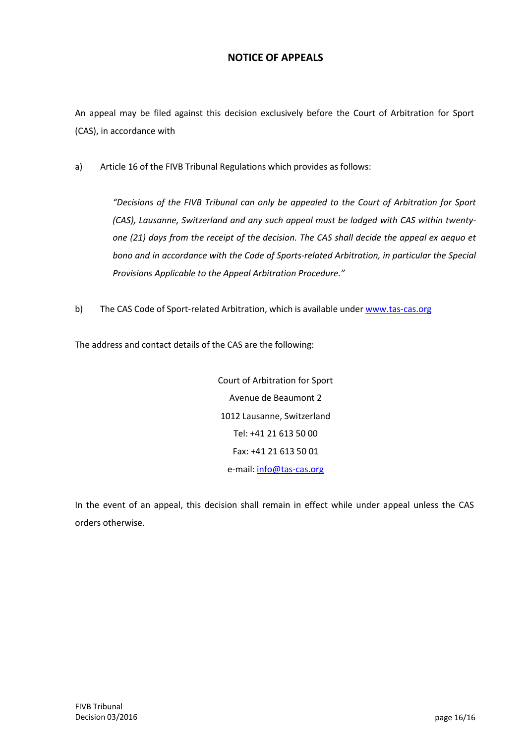## NOTICE OF APPEALS

An appeal may be filed against this decision exclusively before the Court of Arbitration for Sport (CAS), in accordance with

a) Article 16 of the FIVB Tribunal Regulations which provides as follows:

> *"Decisions of the FIVB Tribunal can only be appealed to the Court of Arbitration for Sport (CAS), Lausanne, Switzerland and any such appeal must be lodged with CAS within twenty-one (21) days from the receipt of the decision. The CAS shall decide the appeal ex aequo et bono and in accordance with the Code of Sports-related Arbitration, in particular the Special Provisions Applicable to the Appeal Arbitration Procedure."*

b) The CAS Code of Sport-related Arbitration, which is available under www.tas-cas.org

The address and contact details of the CAS are the following:

Court of Arbitration for Sport
Avenue de Beaumont 2
1012 Lausanne, Switzerland
Tel: +41 21 613 50 00
Fax: +41 21 613 50 01
e-mail: info@tas-cas.org

In the event of an appeal, this decision shall remain in effect while under appeal unless the CAS orders otherwise.